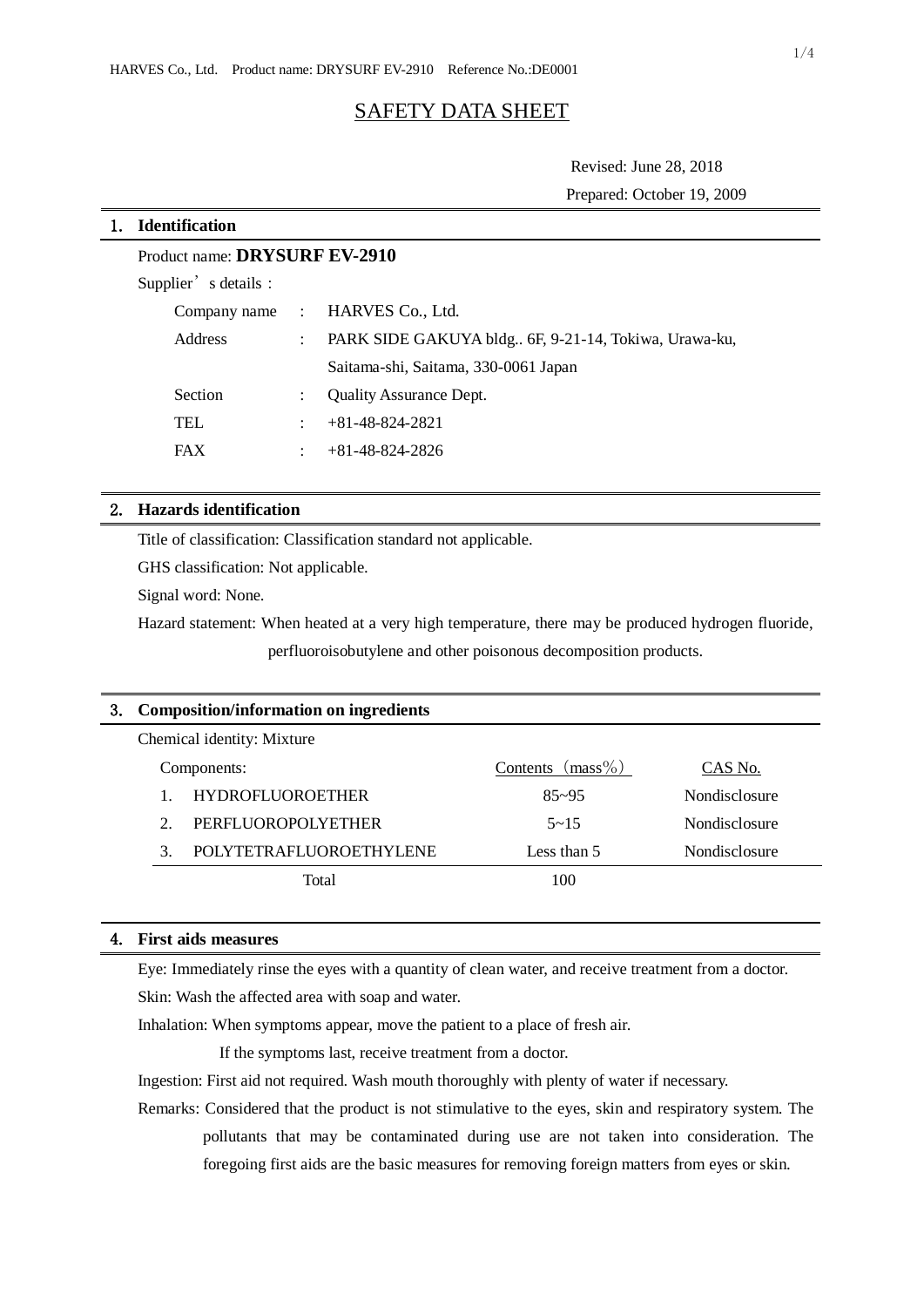# SAFETY DATA SHEET

Revised: June 28, 2018

Prepared: October 19, 2009

## 1. Identification

Product name: **DRYSURF EV-2910**

Supplier's details :

| | | |
|---|---|---|
| Company name | : | HARVES Co., Ltd. |
| Address | : | PARK SIDE GAKUYA bldg.. 6F, 9-21-14, Tokiwa, Urawa-ku, Saitama-shi, Saitama, 330-0061 Japan |
| Section | : | Quality Assurance Dept. |
| TEL | : | +81-48-824-2821 |
| FAX | : | +81-48-824-2826 |

## 2. Hazards identification

Title of classification: Classification standard not applicable.

GHS classification: Not applicable.

Signal word: None.

Hazard statement: When heated at a very high temperature, there may be produced hydrogen fluoride, perfluoroisobutylene and other poisonous decomposition products.

## 3. Composition/information on ingredients

Chemical identity: Mixture

| Components: | Contents（mass%） | CAS No. |
|---|---|---|
| 1. HYDROFLUOROETHER | 85~95 | Nondisclosure |
| 2. PERFLUOROPOLYETHER | 5~15 | Nondisclosure |
| 3. POLYTETRAFLUOROETHYLENE | Less than 5 | Nondisclosure |
| Total | 100 | |

## 4. First aids measures

Eye: Immediately rinse the eyes with a quantity of clean water, and receive treatment from a doctor.

Skin: Wash the affected area with soap and water.

Inhalation: When symptoms appear, move the patient to a place of fresh air.
If the symptoms last, receive treatment from a doctor.

Ingestion: First aid not required. Wash mouth thoroughly with plenty of water if necessary.

Remarks: Considered that the product is not stimulative to the eyes, skin and respiratory system. The pollutants that may be contaminated during use are not taken into consideration. The foregoing first aids are the basic measures for removing foreign matters from eyes or skin.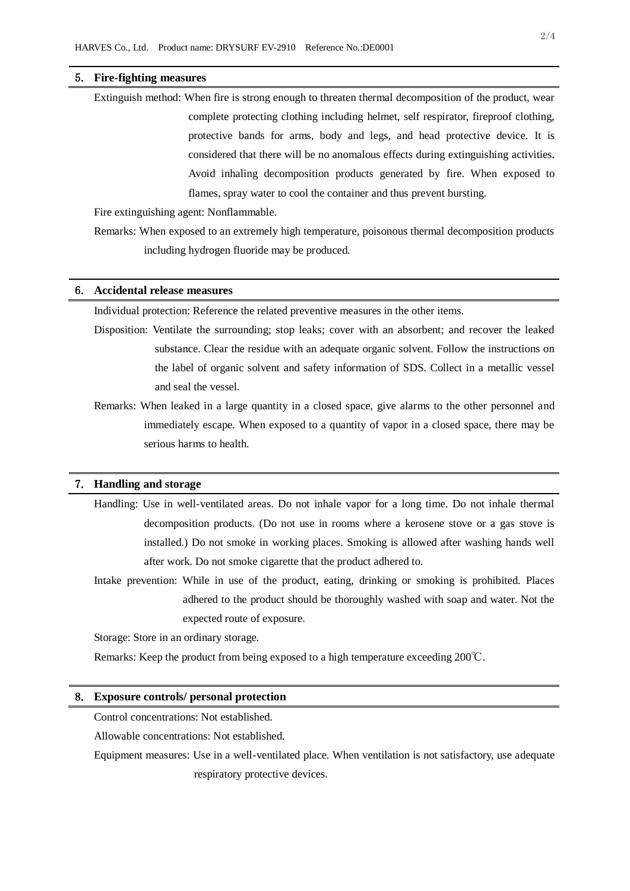## 5. Fire-fighting measures

Extinguish method: When fire is strong enough to threaten thermal decomposition of the product, wear complete protecting clothing including helmet, self respirator, fireproof clothing, protective bands for arms, body and legs, and head protective device. It is considered that there will be no anomalous effects during extinguishing activities. Avoid inhaling decomposition products generated by fire. When exposed to flames, spray water to cool the container and thus prevent bursting.

Fire extinguishing agent: Nonflammable.

Remarks: When exposed to an extremely high temperature, poisonous thermal decomposition products including hydrogen fluoride may be produced.

## 6. Accidental release measures

Individual protection: Reference the related preventive measures in the other items.

Disposition: Ventilate the surrounding; stop leaks; cover with an absorbent; and recover the leaked substance. Clear the residue with an adequate organic solvent. Follow the instructions on the label of organic solvent and safety information of SDS. Collect in a metallic vessel and seal the vessel.

Remarks: When leaked in a large quantity in a closed space, give alarms to the other personnel and immediately escape. When exposed to a quantity of vapor in a closed space, there may be serious harms to health.

## 7. Handling and storage

Handling: Use in well-ventilated areas. Do not inhale vapor for a long time. Do not inhale thermal decomposition products. (Do not use in rooms where a kerosene stove or a gas stove is installed.) Do not smoke in working places. Smoking is allowed after washing hands well after work. Do not smoke cigarette that the product adhered to.

Intake prevention: While in use of the product, eating, drinking or smoking is prohibited. Places adhered to the product should be thoroughly washed with soap and water. Not the expected route of exposure.

Storage: Store in an ordinary storage.

Remarks: Keep the product from being exposed to a high temperature exceeding 200℃.

## 8. Exposure controls/ personal protection

Control concentrations: Not established.

Allowable concentrations: Not established.

Equipment measures: Use in a well-ventilated place. When ventilation is not satisfactory, use adequate respiratory protective devices.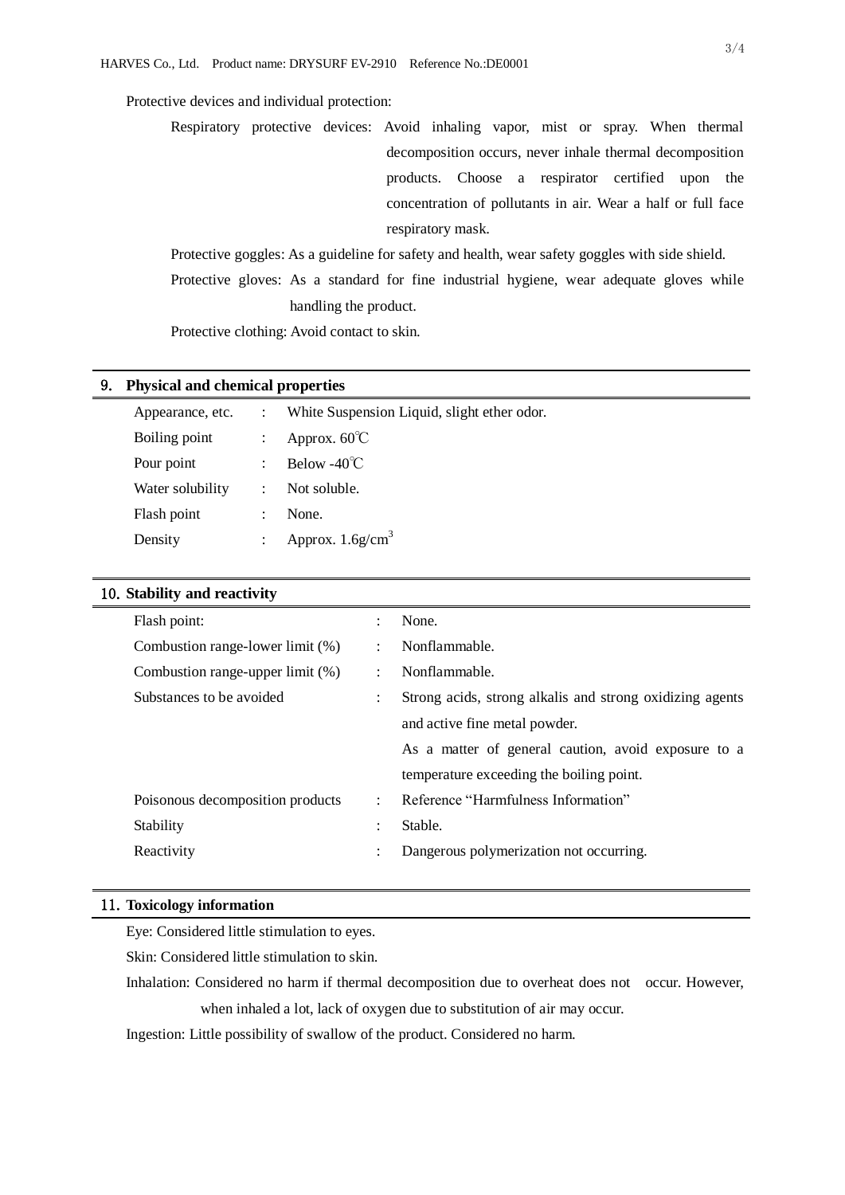Protective devices and individual protection:

Respiratory protective devices: Avoid inhaling vapor, mist or spray. When thermal decomposition occurs, never inhale thermal decomposition products. Choose a respirator certified upon the concentration of pollutants in air. Wear a half or full face respiratory mask.

Protective goggles: As a guideline for safety and health, wear safety goggles with side shield.

Protective gloves: As a standard for fine industrial hygiene, wear adequate gloves while handling the product.

Protective clothing: Avoid contact to skin.

## 9. Physical and chemical properties

| | | |
|---|---|---|
| Appearance, etc. | : | White Suspension Liquid, slight ether odor. |
| Boiling point | : | Approx. 60℃ |
| Pour point | : | Below -40℃ |
| Water solubility | : | Not soluble. |
| Flash point | : | None. |
| Density | : | Approx. 1.6g/cm$^3$ |

## 10. Stability and reactivity

| | | |
|---|---|---|
| Flash point: | : | None. |
| Combustion range-lower limit (%) | : | Nonflammable. |
| Combustion range-upper limit (%) | : | Nonflammable. |
| Substances to be avoided | : | Strong acids, strong alkalis and strong oxidizing agents and active fine metal powder. As a matter of general caution, avoid exposure to a temperature exceeding the boiling point. |
| Poisonous decomposition products | : | Reference "Harmfulness Information" |
| Stability | : | Stable. |
| Reactivity | : | Dangerous polymerization not occurring. |

## 11. Toxicology information

Eye: Considered little stimulation to eyes.

Skin: Considered little stimulation to skin.

Inhalation: Considered no harm if thermal decomposition due to overheat does not occur. However, when inhaled a lot, lack of oxygen due to substitution of air may occur.

Ingestion: Little possibility of swallow of the product. Considered no harm.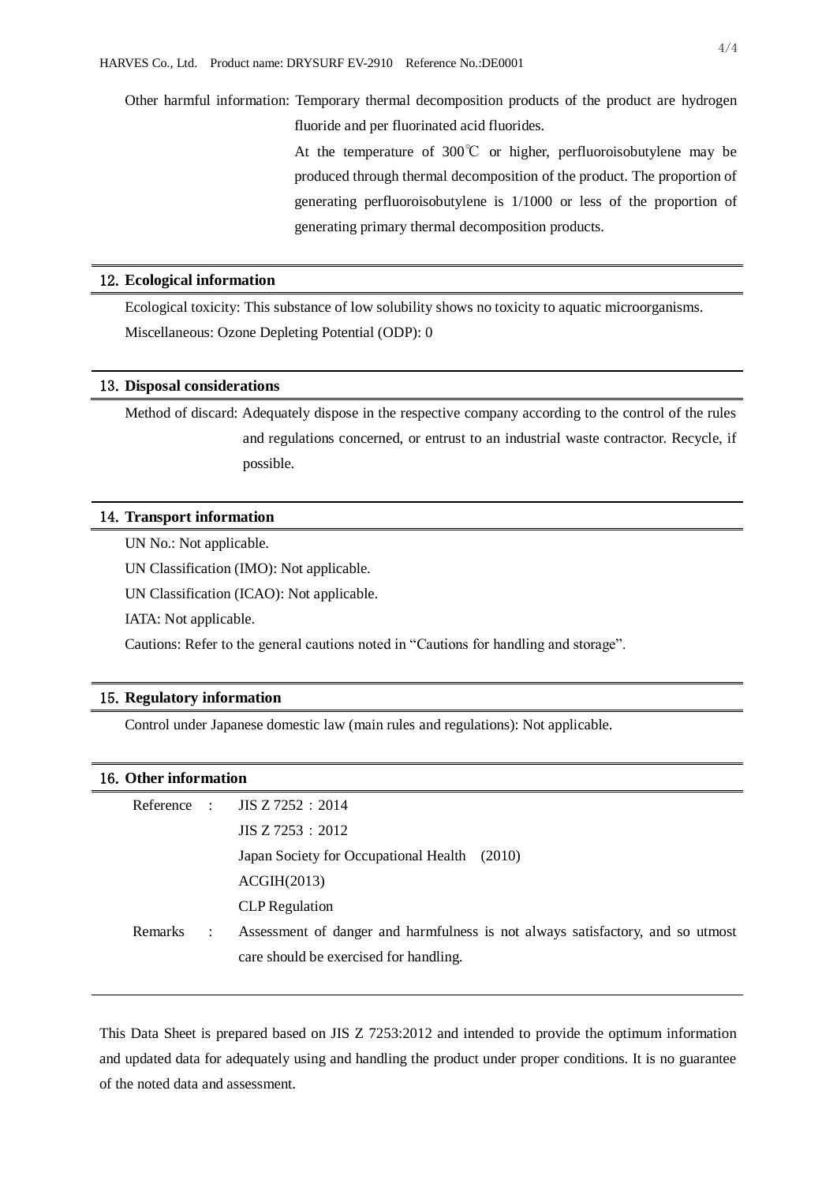Other harmful information: Temporary thermal decomposition products of the product are hydrogen fluoride and per fluorinated acid fluorides.

At the temperature of 300℃ or higher, perfluoroisobutylene may be produced through thermal decomposition of the product. The proportion of generating perfluoroisobutylene is 1/1000 or less of the proportion of generating primary thermal decomposition products.

## 12. Ecological information

Ecological toxicity: This substance of low solubility shows no toxicity to aquatic microorganisms.

Miscellaneous: Ozone Depleting Potential (ODP): 0

## 13. Disposal considerations

Method of discard: Adequately dispose in the respective company according to the control of the rules and regulations concerned, or entrust to an industrial waste contractor. Recycle, if possible.

## 14. Transport information

UN No.: Not applicable.

UN Classification (IMO): Not applicable.

UN Classification (ICAO): Not applicable.

IATA: Not applicable.

Cautions: Refer to the general cautions noted in "Cautions for handling and storage".

## 15. Regulatory information

Control under Japanese domestic law (main rules and regulations): Not applicable.

## 16. Other information

Reference : JIS Z 7252：2014

JIS Z 7253：2012

Japan Society for Occupational Health (2010)

ACGIH(2013)

CLP Regulation

Remarks : Assessment of danger and harmfulness is not always satisfactory, and so utmost care should be exercised for handling.

This Data Sheet is prepared based on JIS Z 7253:2012 and intended to provide the optimum information and updated data for adequately using and handling the product under proper conditions. It is no guarantee of the noted data and assessment.